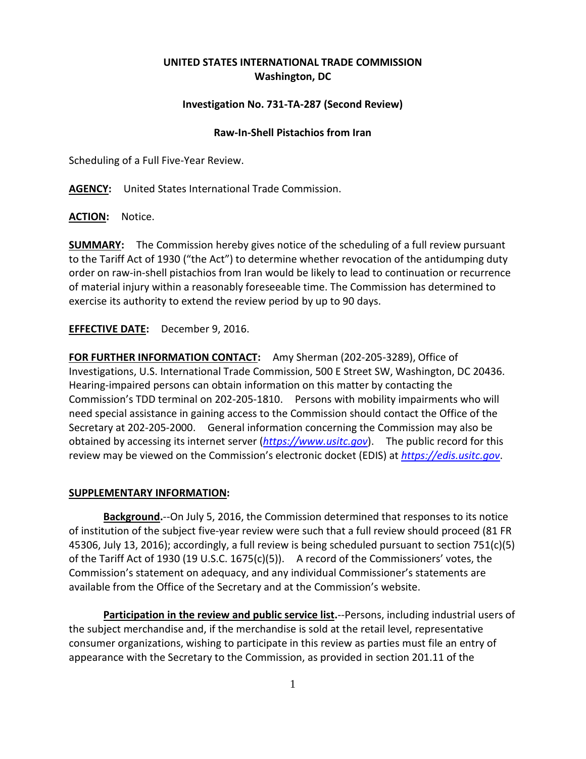**UNITED STATES INTERNATIONAL TRADE COMMISSION**
**Washington, DC**

**Investigation No. 731-TA-287 (Second Review)**

**Raw-In-Shell Pistachios from Iran**

Scheduling of a Full Five-Year Review.

**AGENCY:** United States International Trade Commission.

**ACTION:** Notice.

**SUMMARY:** The Commission hereby gives notice of the scheduling of a full review pursuant to the Tariff Act of 1930 ("the Act") to determine whether revocation of the antidumping duty order on raw-in-shell pistachios from Iran would be likely to lead to continuation or recurrence of material injury within a reasonably foreseeable time. The Commission has determined to exercise its authority to extend the review period by up to 90 days.

**EFFECTIVE DATE:** December 9, 2016.

**FOR FURTHER INFORMATION CONTACT:** Amy Sherman (202-205-3289), Office of Investigations, U.S. International Trade Commission, 500 E Street SW, Washington, DC 20436. Hearing-impaired persons can obtain information on this matter by contacting the Commission's TDD terminal on 202-205-1810. Persons with mobility impairments who will need special assistance in gaining access to the Commission should contact the Office of the Secretary at 202-205-2000. General information concerning the Commission may also be obtained by accessing its internet server (*https://www.usitc.gov*). The public record for this review may be viewed on the Commission's electronic docket (EDIS) at *https://edis.usitc.gov*.

**SUPPLEMENTARY INFORMATION:**

**Background.**--On July 5, 2016, the Commission determined that responses to its notice of institution of the subject five-year review were such that a full review should proceed (81 FR 45306, July 13, 2016); accordingly, a full review is being scheduled pursuant to section 751(c)(5) of the Tariff Act of 1930 (19 U.S.C. 1675(c)(5)). A record of the Commissioners' votes, the Commission's statement on adequacy, and any individual Commissioner's statements are available from the Office of the Secretary and at the Commission's website.

**Participation in the review and public service list.**--Persons, including industrial users of the subject merchandise and, if the merchandise is sold at the retail level, representative consumer organizations, wishing to participate in this review as parties must file an entry of appearance with the Secretary to the Commission, as provided in section 201.11 of the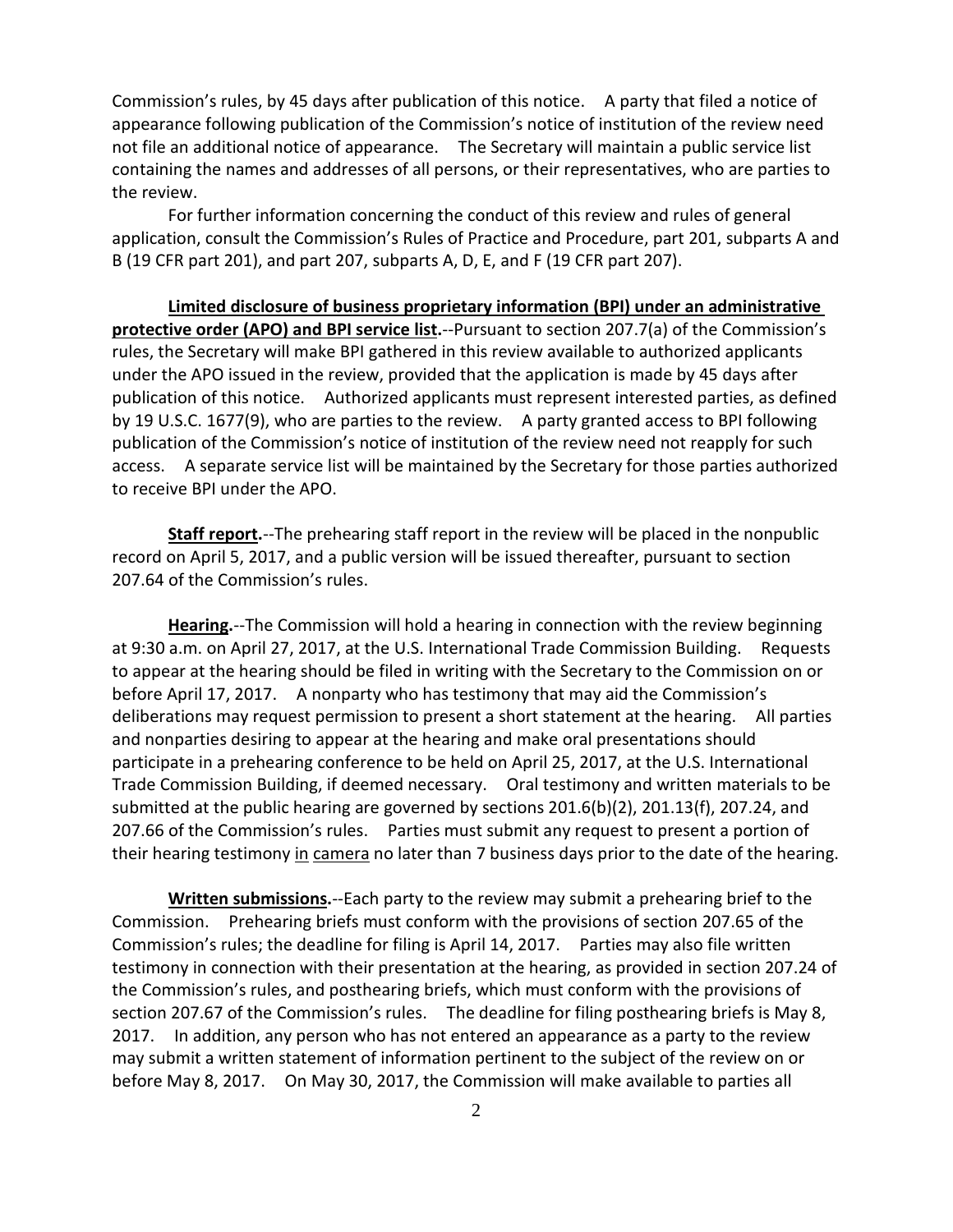Commission's rules, by 45 days after publication of this notice. A party that filed a notice of appearance following publication of the Commission's notice of institution of the review need not file an additional notice of appearance. The Secretary will maintain a public service list containing the names and addresses of all persons, or their representatives, who are parties to the review.

For further information concerning the conduct of this review and rules of general application, consult the Commission's Rules of Practice and Procedure, part 201, subparts A and B (19 CFR part 201), and part 207, subparts A, D, E, and F (19 CFR part 207).

**Limited disclosure of business proprietary information (BPI) under an administrative protective order (APO) and BPI service list.**--Pursuant to section 207.7(a) of the Commission's rules, the Secretary will make BPI gathered in this review available to authorized applicants under the APO issued in the review, provided that the application is made by 45 days after publication of this notice. Authorized applicants must represent interested parties, as defined by 19 U.S.C. 1677(9), who are parties to the review. A party granted access to BPI following publication of the Commission's notice of institution of the review need not reapply for such access. A separate service list will be maintained by the Secretary for those parties authorized to receive BPI under the APO.

**Staff report.**--The prehearing staff report in the review will be placed in the nonpublic record on April 5, 2017, and a public version will be issued thereafter, pursuant to section 207.64 of the Commission's rules.

**Hearing.**--The Commission will hold a hearing in connection with the review beginning at 9:30 a.m. on April 27, 2017, at the U.S. International Trade Commission Building. Requests to appear at the hearing should be filed in writing with the Secretary to the Commission on or before April 17, 2017. A nonparty who has testimony that may aid the Commission's deliberations may request permission to present a short statement at the hearing. All parties and nonparties desiring to appear at the hearing and make oral presentations should participate in a prehearing conference to be held on April 25, 2017, at the U.S. International Trade Commission Building, if deemed necessary. Oral testimony and written materials to be submitted at the public hearing are governed by sections 201.6(b)(2), 201.13(f), 207.24, and 207.66 of the Commission's rules. Parties must submit any request to present a portion of their hearing testimony in camera no later than 7 business days prior to the date of the hearing.

**Written submissions.**--Each party to the review may submit a prehearing brief to the Commission. Prehearing briefs must conform with the provisions of section 207.65 of the Commission's rules; the deadline for filing is April 14, 2017. Parties may also file written testimony in connection with their presentation at the hearing, as provided in section 207.24 of the Commission's rules, and posthearing briefs, which must conform with the provisions of section 207.67 of the Commission's rules. The deadline for filing posthearing briefs is May 8, 2017. In addition, any person who has not entered an appearance as a party to the review may submit a written statement of information pertinent to the subject of the review on or before May 8, 2017. On May 30, 2017, the Commission will make available to parties all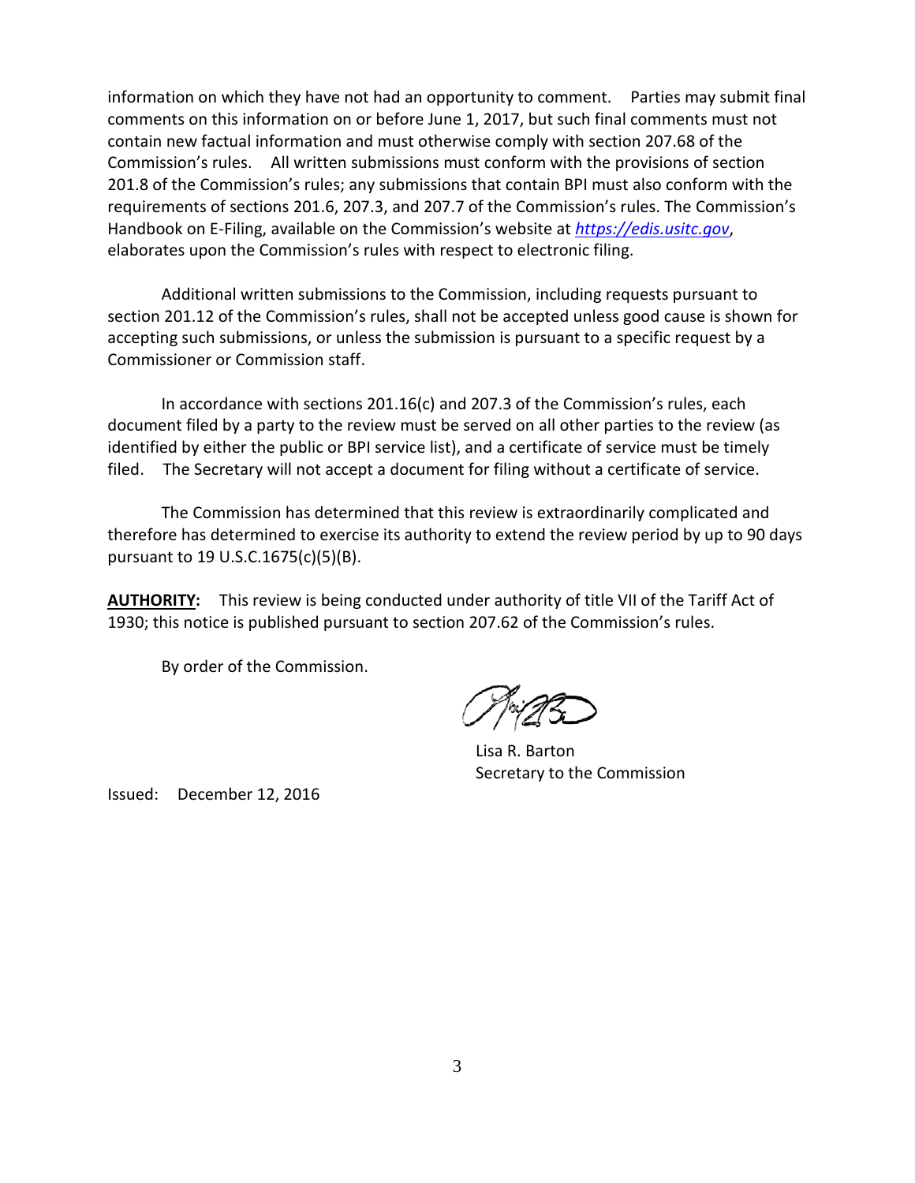information on which they have not had an opportunity to comment. Parties may submit final comments on this information on or before June 1, 2017, but such final comments must not contain new factual information and must otherwise comply with section 207.68 of the Commission's rules. All written submissions must conform with the provisions of section 201.8 of the Commission's rules; any submissions that contain BPI must also conform with the requirements of sections 201.6, 207.3, and 207.7 of the Commission's rules. The Commission's Handbook on E-Filing, available on the Commission's website at *https://edis.usitc.gov*, elaborates upon the Commission's rules with respect to electronic filing.

Additional written submissions to the Commission, including requests pursuant to section 201.12 of the Commission's rules, shall not be accepted unless good cause is shown for accepting such submissions, or unless the submission is pursuant to a specific request by a Commissioner or Commission staff.

In accordance with sections 201.16(c) and 207.3 of the Commission's rules, each document filed by a party to the review must be served on all other parties to the review (as identified by either the public or BPI service list), and a certificate of service must be timely filed. The Secretary will not accept a document for filing without a certificate of service.

The Commission has determined that this review is extraordinarily complicated and therefore has determined to exercise its authority to extend the review period by up to 90 days pursuant to 19 U.S.C.1675(c)(5)(B).

**AUTHORITY:** This review is being conducted under authority of title VII of the Tariff Act of 1930; this notice is published pursuant to section 207.62 of the Commission's rules.

By order of the Commission.

Lisa R. Barton
Secretary to the Commission

Issued: December 12, 2016